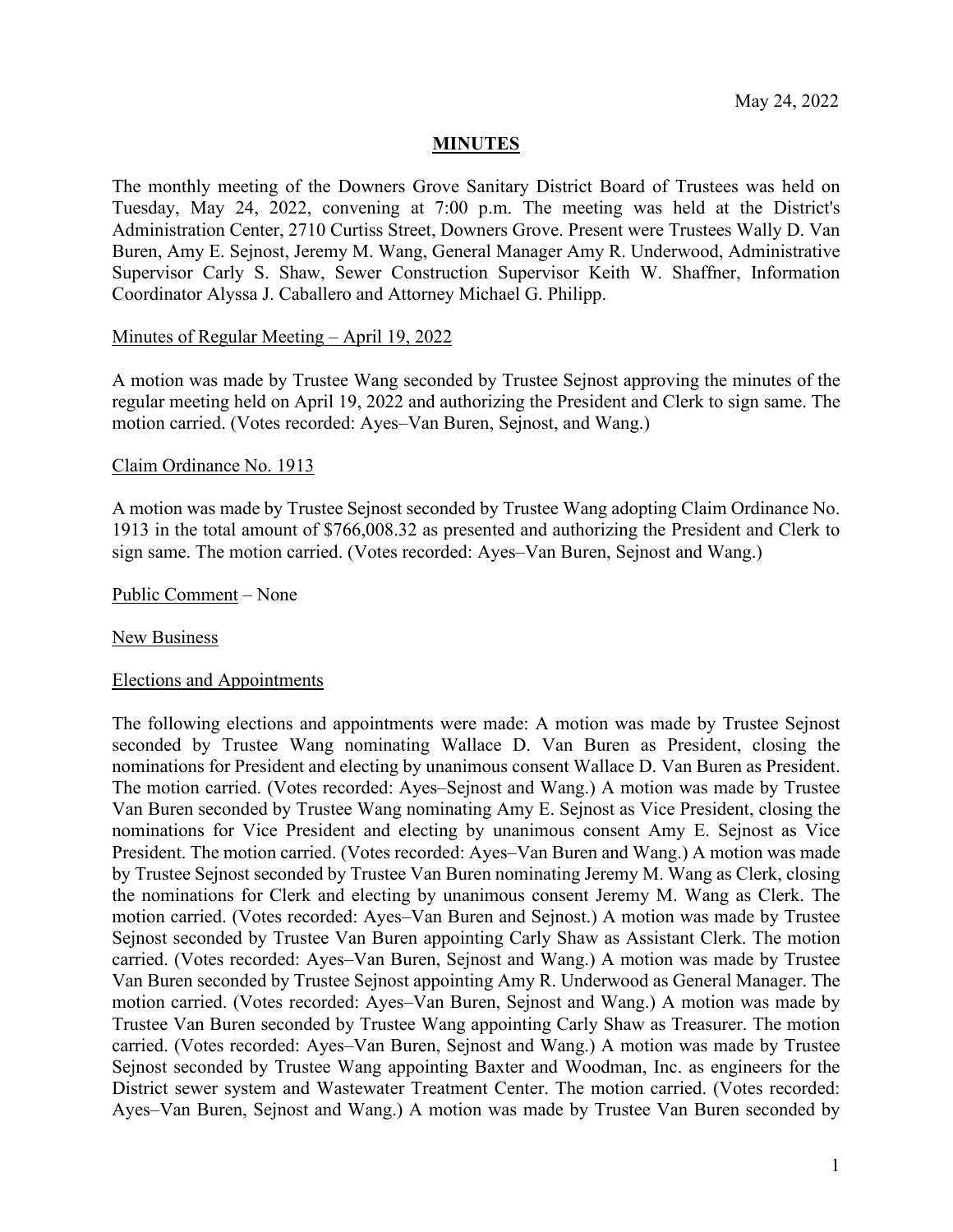May 24, 2022

# MINUTES

The monthly meeting of the Downers Grove Sanitary District Board of Trustees was held on Tuesday, May 24, 2022, convening at 7:00 p.m. The meeting was held at the District's Administration Center, 2710 Curtiss Street, Downers Grove. Present were Trustees Wally D. Van Buren, Amy E. Sejnost, Jeremy M. Wang, General Manager Amy R. Underwood, Administrative Supervisor Carly S. Shaw, Sewer Construction Supervisor Keith W. Shaffner, Information Coordinator Alyssa J. Caballero and Attorney Michael G. Philipp.

Minutes of Regular Meeting – April 19, 2022

A motion was made by Trustee Wang seconded by Trustee Sejnost approving the minutes of the regular meeting held on April 19, 2022 and authorizing the President and Clerk to sign same. The motion carried. (Votes recorded: Ayes–Van Buren, Sejnost, and Wang.)

Claim Ordinance No. 1913

A motion was made by Trustee Sejnost seconded by Trustee Wang adopting Claim Ordinance No. 1913 in the total amount of $766,008.32 as presented and authorizing the President and Clerk to sign same. The motion carried. (Votes recorded: Ayes–Van Buren, Sejnost and Wang.)

Public Comment – None

New Business

Elections and Appointments

The following elections and appointments were made: A motion was made by Trustee Sejnost seconded by Trustee Wang nominating Wallace D. Van Buren as President, closing the nominations for President and electing by unanimous consent Wallace D. Van Buren as President. The motion carried. (Votes recorded: Ayes–Sejnost and Wang.) A motion was made by Trustee Van Buren seconded by Trustee Wang nominating Amy E. Sejnost as Vice President, closing the nominations for Vice President and electing by unanimous consent Amy E. Sejnost as Vice President. The motion carried. (Votes recorded: Ayes–Van Buren and Wang.) A motion was made by Trustee Sejnost seconded by Trustee Van Buren nominating Jeremy M. Wang as Clerk, closing the nominations for Clerk and electing by unanimous consent Jeremy M. Wang as Clerk. The motion carried. (Votes recorded: Ayes–Van Buren and Sejnost.) A motion was made by Trustee Sejnost seconded by Trustee Van Buren appointing Carly Shaw as Assistant Clerk. The motion carried. (Votes recorded: Ayes–Van Buren, Sejnost and Wang.) A motion was made by Trustee Van Buren seconded by Trustee Sejnost appointing Amy R. Underwood as General Manager. The motion carried. (Votes recorded: Ayes–Van Buren, Sejnost and Wang.) A motion was made by Trustee Van Buren seconded by Trustee Wang appointing Carly Shaw as Treasurer. The motion carried. (Votes recorded: Ayes–Van Buren, Sejnost and Wang.) A motion was made by Trustee Sejnost seconded by Trustee Wang appointing Baxter and Woodman, Inc. as engineers for the District sewer system and Wastewater Treatment Center. The motion carried. (Votes recorded: Ayes–Van Buren, Sejnost and Wang.) A motion was made by Trustee Van Buren seconded by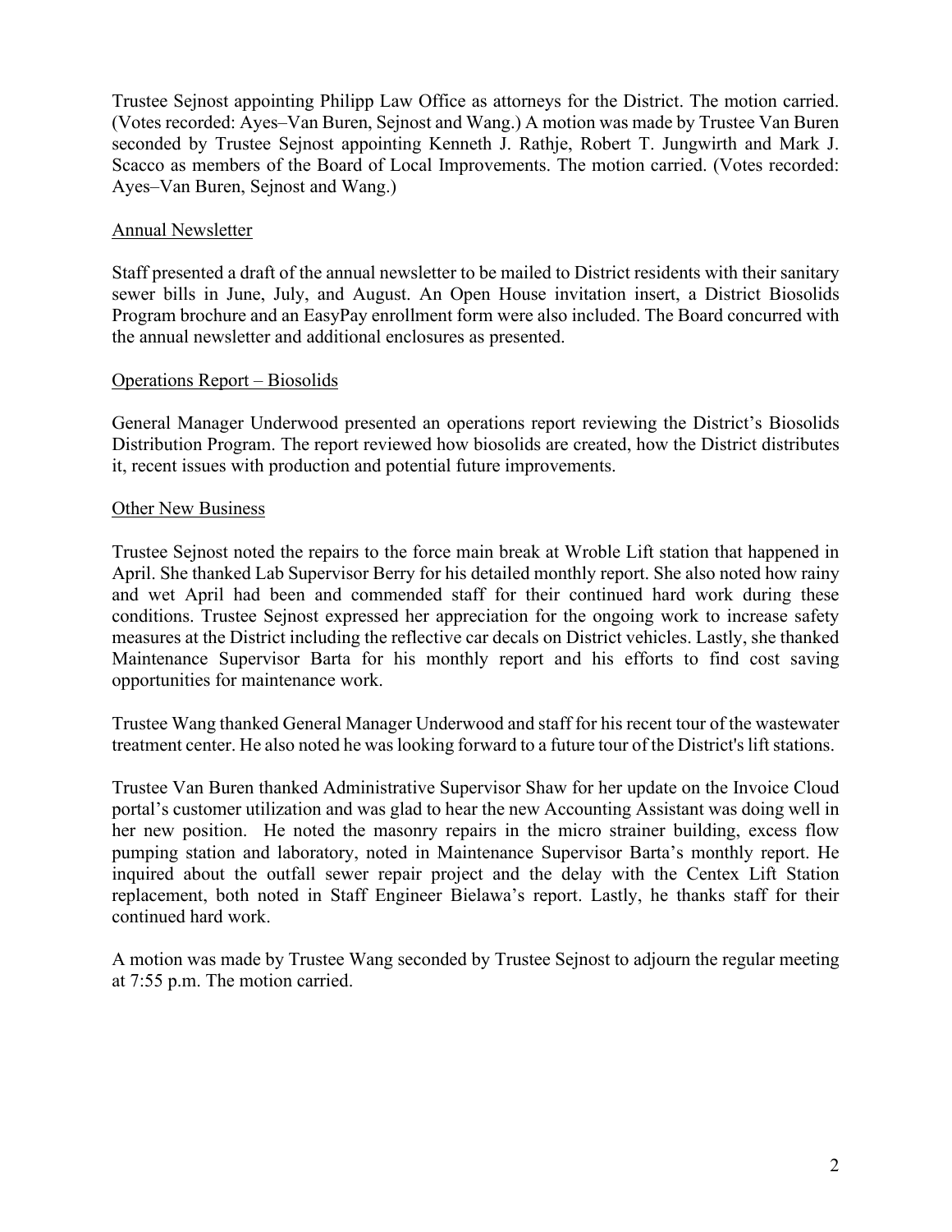Trustee Sejnost appointing Philipp Law Office as attorneys for the District. The motion carried. (Votes recorded: Ayes–Van Buren, Sejnost and Wang.) A motion was made by Trustee Van Buren seconded by Trustee Sejnost appointing Kenneth J. Rathje, Robert T. Jungwirth and Mark J. Scacco as members of the Board of Local Improvements. The motion carried. (Votes recorded: Ayes–Van Buren, Sejnost and Wang.)

<u>Annual Newsletter</u>

Staff presented a draft of the annual newsletter to be mailed to District residents with their sanitary sewer bills in June, July, and August. An Open House invitation insert, a District Biosolids Program brochure and an EasyPay enrollment form were also included. The Board concurred with the annual newsletter and additional enclosures as presented.

<u>Operations Report – Biosolids</u>

General Manager Underwood presented an operations report reviewing the District's Biosolids Distribution Program. The report reviewed how biosolids are created, how the District distributes it, recent issues with production and potential future improvements.

<u>Other New Business</u>

Trustee Sejnost noted the repairs to the force main break at Wroble Lift station that happened in April. She thanked Lab Supervisor Berry for his detailed monthly report. She also noted how rainy and wet April had been and commended staff for their continued hard work during these conditions. Trustee Sejnost expressed her appreciation for the ongoing work to increase safety measures at the District including the reflective car decals on District vehicles. Lastly, she thanked Maintenance Supervisor Barta for his monthly report and his efforts to find cost saving opportunities for maintenance work.

Trustee Wang thanked General Manager Underwood and staff for his recent tour of the wastewater treatment center. He also noted he was looking forward to a future tour of the District's lift stations.

Trustee Van Buren thanked Administrative Supervisor Shaw for her update on the Invoice Cloud portal's customer utilization and was glad to hear the new Accounting Assistant was doing well in her new position. He noted the masonry repairs in the micro strainer building, excess flow pumping station and laboratory, noted in Maintenance Supervisor Barta's monthly report. He inquired about the outfall sewer repair project and the delay with the Centex Lift Station replacement, both noted in Staff Engineer Bielawa's report. Lastly, he thanks staff for their continued hard work.

A motion was made by Trustee Wang seconded by Trustee Sejnost to adjourn the regular meeting at 7:55 p.m. The motion carried.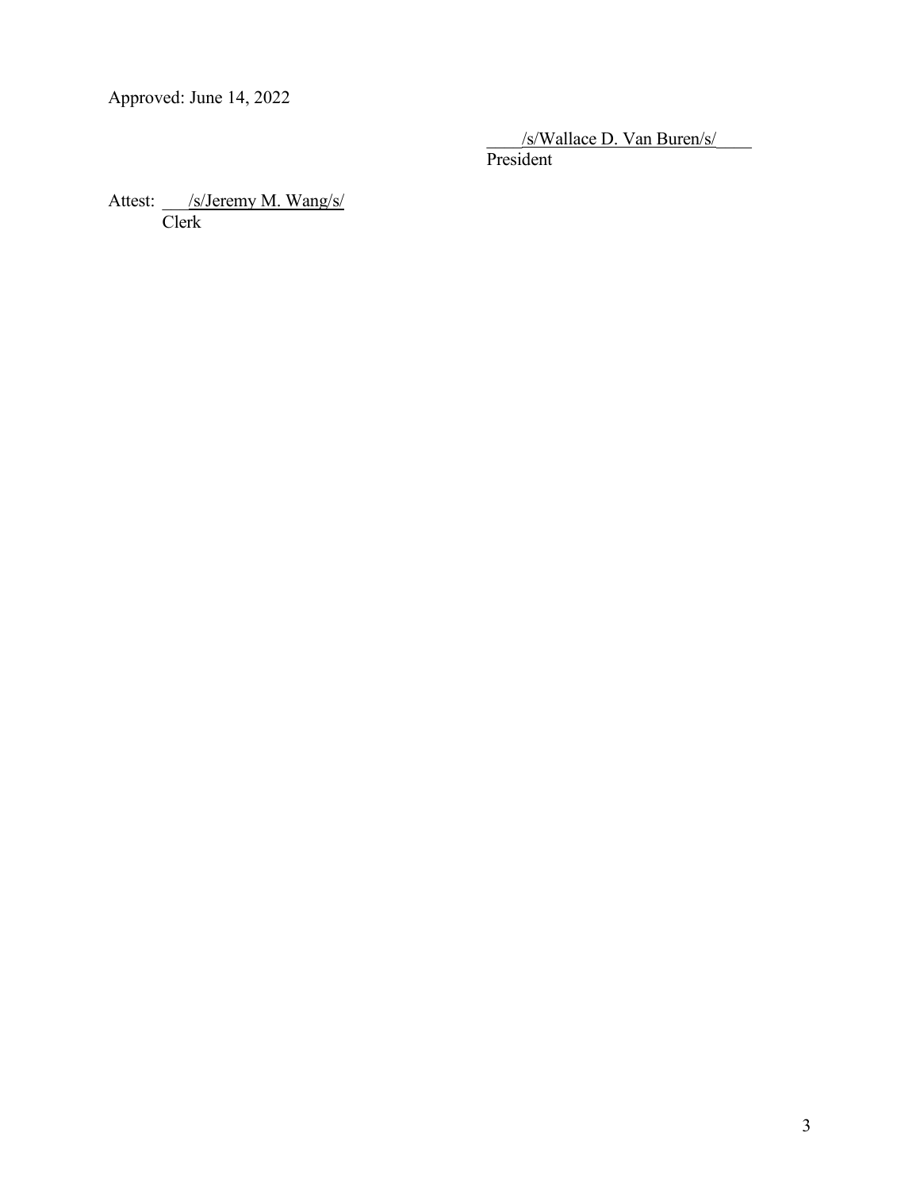Approved: June 14, 2022

/s/Wallace D. Van Buren/s/
President

Attest: /s/Jeremy M. Wang/s/
Clerk